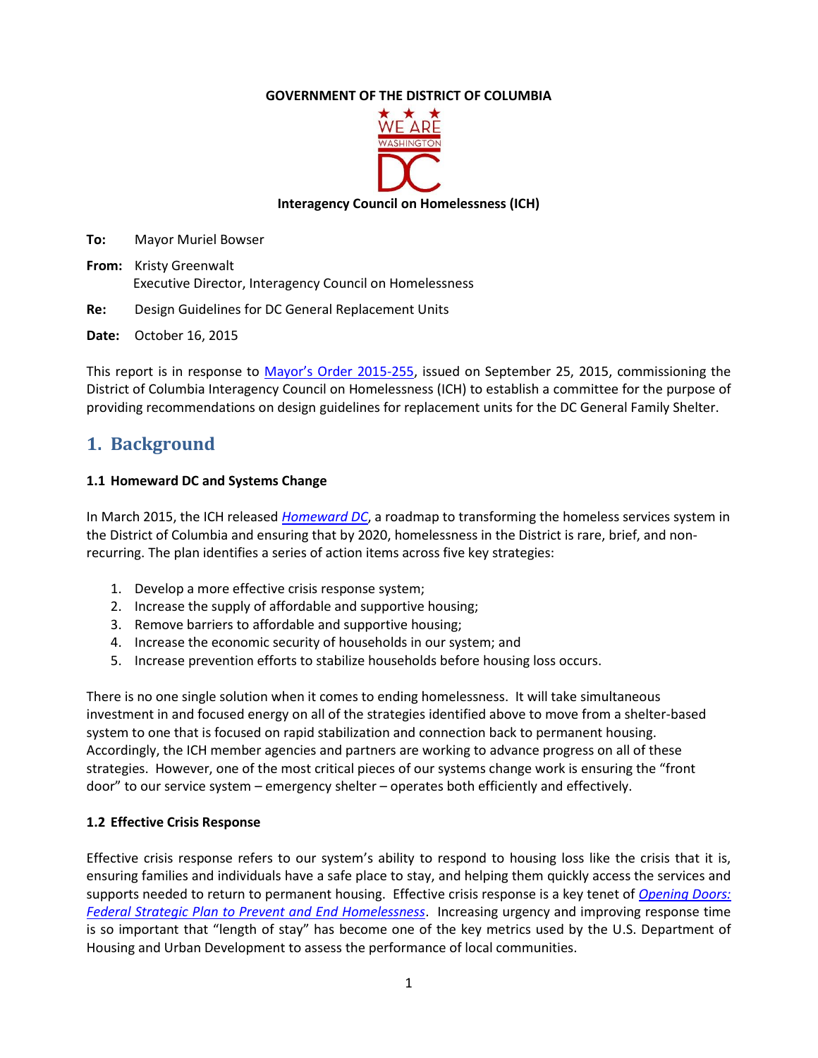**GOVERNMENT OF THE DISTRICT OF COLUMBIA**

**Interagency Council on Homelessness (ICH)**

**To:** Mayor Muriel Bowser

**From:** Kristy Greenwalt
Executive Director, Interagency Council on Homelessness

**Re:** Design Guidelines for DC General Replacement Units

**Date:** October 16, 2015

This report is in response to Mayor's Order 2015-255, issued on September 25, 2015, commissioning the District of Columbia Interagency Council on Homelessness (ICH) to establish a committee for the purpose of providing recommendations on design guidelines for replacement units for the DC General Family Shelter.

## 1. Background

### 1.1 Homeward DC and Systems Change

In March 2015, the ICH released *Homeward DC*, a roadmap to transforming the homeless services system in the District of Columbia and ensuring that by 2020, homelessness in the District is rare, brief, and non-recurring. The plan identifies a series of action items across five key strategies:

1. Develop a more effective crisis response system;
2. Increase the supply of affordable and supportive housing;
3. Remove barriers to affordable and supportive housing;
4. Increase the economic security of households in our system; and
5. Increase prevention efforts to stabilize households before housing loss occurs.

There is no one single solution when it comes to ending homelessness. It will take simultaneous investment in and focused energy on all of the strategies identified above to move from a shelter-based system to one that is focused on rapid stabilization and connection back to permanent housing. Accordingly, the ICH member agencies and partners are working to advance progress on all of these strategies. However, one of the most critical pieces of our systems change work is ensuring the "front door" to our service system – emergency shelter – operates both efficiently and effectively.

### 1.2 Effective Crisis Response

Effective crisis response refers to our system's ability to respond to housing loss like the crisis that it is, ensuring families and individuals have a safe place to stay, and helping them quickly access the services and supports needed to return to permanent housing. Effective crisis response is a key tenet of *Opening Doors: Federal Strategic Plan to Prevent and End Homelessness*. Increasing urgency and improving response time is so important that "length of stay" has become one of the key metrics used by the U.S. Department of Housing and Urban Development to assess the performance of local communities.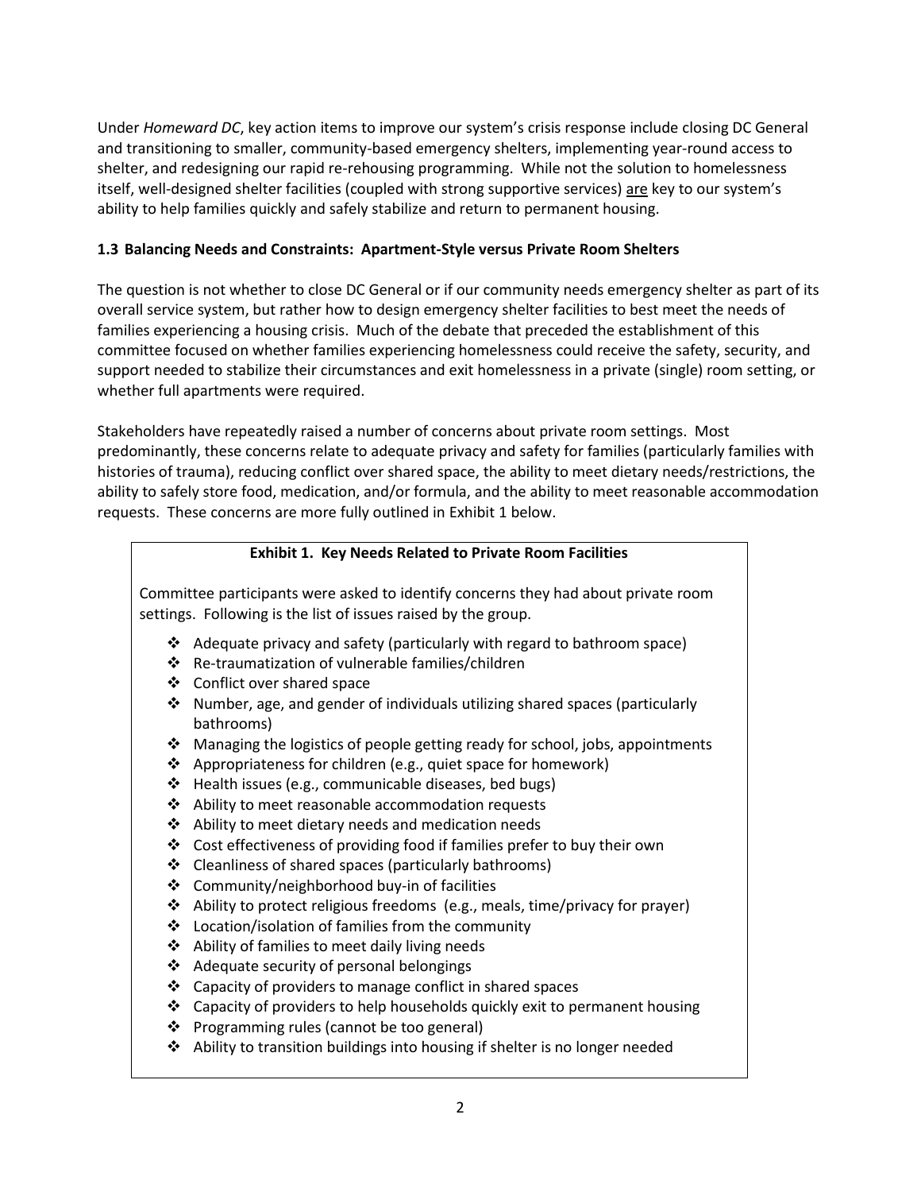Under *Homeward DC*, key action items to improve our system's crisis response include closing DC General and transitioning to smaller, community-based emergency shelters, implementing year-round access to shelter, and redesigning our rapid re-rehousing programming. While not the solution to homelessness itself, well-designed shelter facilities (coupled with strong supportive services) <u>are</u> key to our system's ability to help families quickly and safely stabilize and return to permanent housing.

### 1.3 Balancing Needs and Constraints: Apartment-Style versus Private Room Shelters

The question is not whether to close DC General or if our community needs emergency shelter as part of its overall service system, but rather how to design emergency shelter facilities to best meet the needs of families experiencing a housing crisis. Much of the debate that preceded the establishment of this committee focused on whether families experiencing homelessness could receive the safety, security, and support needed to stabilize their circumstances and exit homelessness in a private (single) room setting, or whether full apartments were required.

Stakeholders have repeatedly raised a number of concerns about private room settings. Most predominantly, these concerns relate to adequate privacy and safety for families (particularly families with histories of trauma), reducing conflict over shared space, the ability to meet dietary needs/restrictions, the ability to safely store food, medication, and/or formula, and the ability to meet reasonable accommodation requests. These concerns are more fully outlined in Exhibit 1 below.

**Exhibit 1. Key Needs Related to Private Room Facilities**

Committee participants were asked to identify concerns they had about private room settings. Following is the list of issues raised by the group.

- Adequate privacy and safety (particularly with regard to bathroom space)
- Re-traumatization of vulnerable families/children
- Conflict over shared space
- Number, age, and gender of individuals utilizing shared spaces (particularly bathrooms)
- Managing the logistics of people getting ready for school, jobs, appointments
- Appropriateness for children (e.g., quiet space for homework)
- Health issues (e.g., communicable diseases, bed bugs)
- Ability to meet reasonable accommodation requests
- Ability to meet dietary needs and medication needs
- Cost effectiveness of providing food if families prefer to buy their own
- Cleanliness of shared spaces (particularly bathrooms)
- Community/neighborhood buy-in of facilities
- Ability to protect religious freedoms (e.g., meals, time/privacy for prayer)
- Location/isolation of families from the community
- Ability of families to meet daily living needs
- Adequate security of personal belongings
- Capacity of providers to manage conflict in shared spaces
- Capacity of providers to help households quickly exit to permanent housing
- Programming rules (cannot be too general)
- Ability to transition buildings into housing if shelter is no longer needed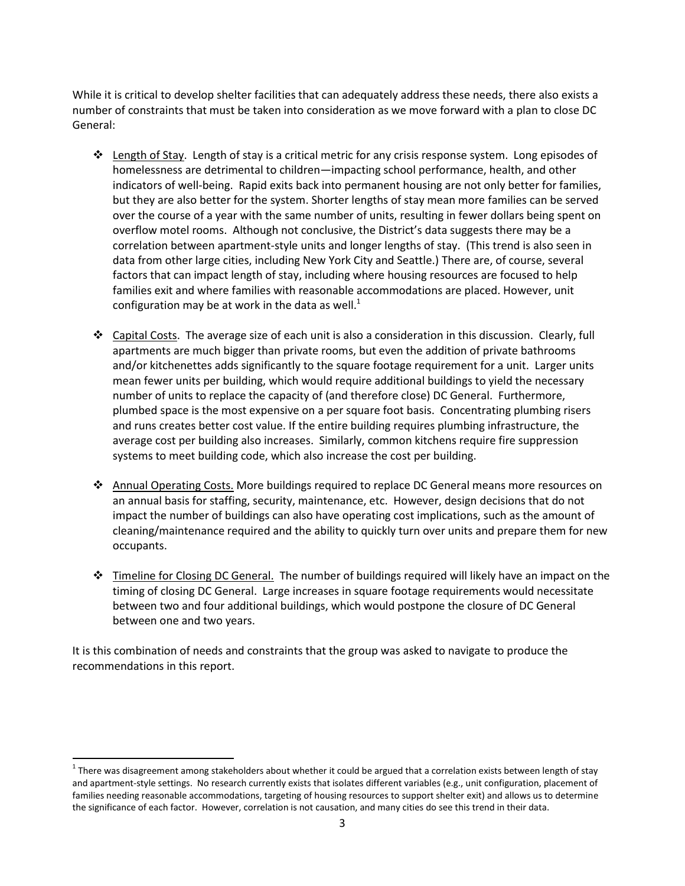While it is critical to develop shelter facilities that can adequately address these needs, there also exists a number of constraints that must be taken into consideration as we move forward with a plan to close DC General:

- Length of Stay. Length of stay is a critical metric for any crisis response system. Long episodes of homelessness are detrimental to children—impacting school performance, health, and other indicators of well-being. Rapid exits back into permanent housing are not only better for families, but they are also better for the system. Shorter lengths of stay mean more families can be served over the course of a year with the same number of units, resulting in fewer dollars being spent on overflow motel rooms. Although not conclusive, the District's data suggests there may be a correlation between apartment-style units and longer lengths of stay. (This trend is also seen in data from other large cities, including New York City and Seattle.) There are, of course, several factors that can impact length of stay, including where housing resources are focused to help families exit and where families with reasonable accommodations are placed. However, unit configuration may be at work in the data as well.[1]

- Capital Costs. The average size of each unit is also a consideration in this discussion. Clearly, full apartments are much bigger than private rooms, but even the addition of private bathrooms and/or kitchenettes adds significantly to the square footage requirement for a unit. Larger units mean fewer units per building, which would require additional buildings to yield the necessary number of units to replace the capacity of (and therefore close) DC General. Furthermore, plumbed space is the most expensive on a per square foot basis. Concentrating plumbing risers and runs creates better cost value. If the entire building requires plumbing infrastructure, the average cost per building also increases. Similarly, common kitchens require fire suppression systems to meet building code, which also increase the cost per building.

- Annual Operating Costs. More buildings required to replace DC General means more resources on an annual basis for staffing, security, maintenance, etc. However, design decisions that do not impact the number of buildings can also have operating cost implications, such as the amount of cleaning/maintenance required and the ability to quickly turn over units and prepare them for new occupants.

- Timeline for Closing DC General. The number of buildings required will likely have an impact on the timing of closing DC General. Large increases in square footage requirements would necessitate between two and four additional buildings, which would postpone the closure of DC General between one and two years.

It is this combination of needs and constraints that the group was asked to navigate to produce the recommendations in this report.

---

[1] There was disagreement among stakeholders about whether it could be argued that a correlation exists between length of stay and apartment-style settings. No research currently exists that isolates different variables (e.g., unit configuration, placement of families needing reasonable accommodations, targeting of housing resources to support shelter exit) and allows us to determine the significance of each factor. However, correlation is not causation, and many cities do see this trend in their data.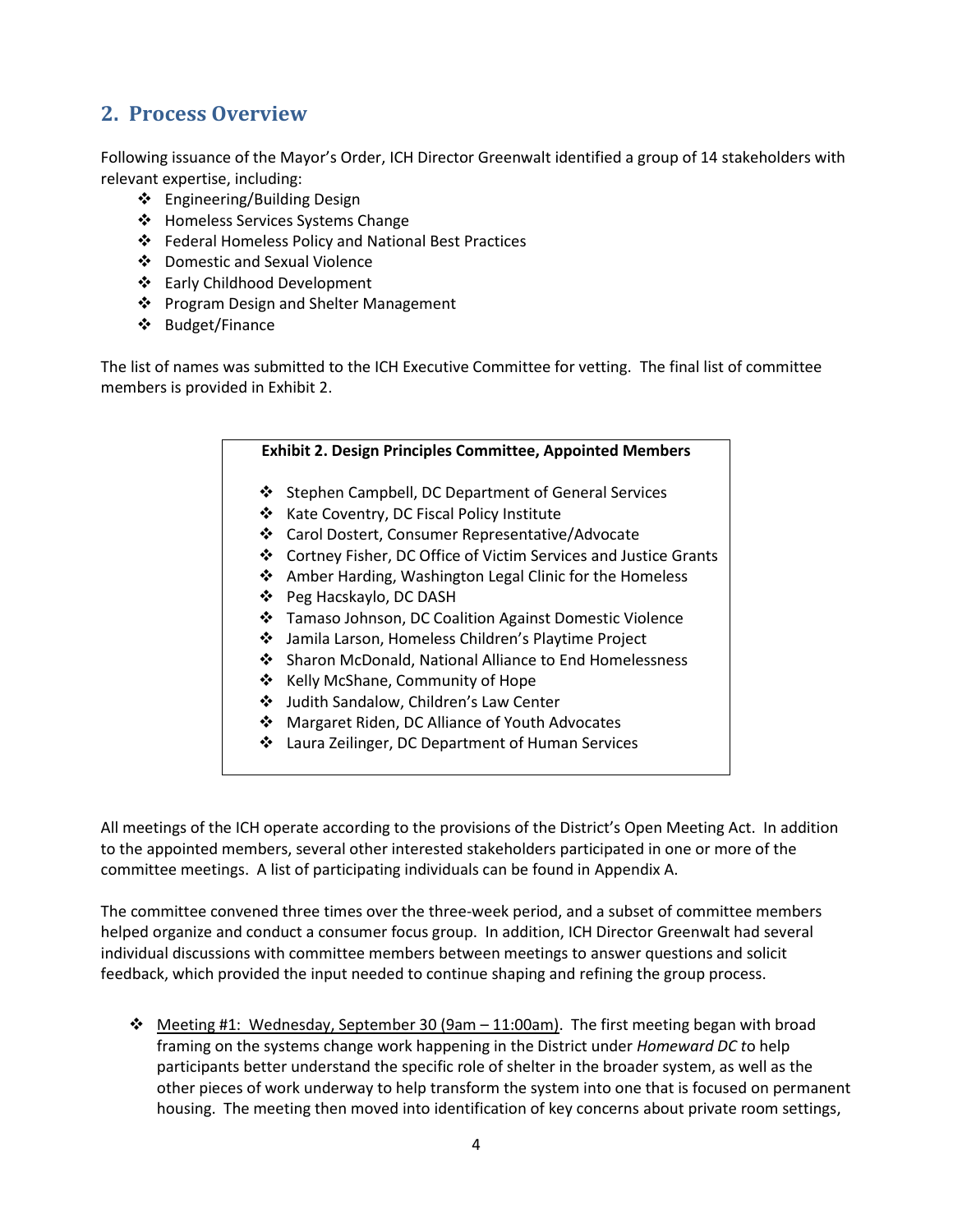## 2. Process Overview

Following issuance of the Mayor's Order, ICH Director Greenwalt identified a group of 14 stakeholders with relevant expertise, including:

- Engineering/Building Design
- Homeless Services Systems Change
- Federal Homeless Policy and National Best Practices
- Domestic and Sexual Violence
- Early Childhood Development
- Program Design and Shelter Management
- Budget/Finance

The list of names was submitted to the ICH Executive Committee for vetting. The final list of committee members is provided in Exhibit 2.

**Exhibit 2. Design Principles Committee, Appointed Members**

- Stephen Campbell, DC Department of General Services
- Kate Coventry, DC Fiscal Policy Institute
- Carol Dostert, Consumer Representative/Advocate
- Cortney Fisher, DC Office of Victim Services and Justice Grants
- Amber Harding, Washington Legal Clinic for the Homeless
- Peg Hacskaylo, DC DASH
- Tamaso Johnson, DC Coalition Against Domestic Violence
- Jamila Larson, Homeless Children's Playtime Project
- Sharon McDonald, National Alliance to End Homelessness
- Kelly McShane, Community of Hope
- Judith Sandalow, Children's Law Center
- Margaret Riden, DC Alliance of Youth Advocates
- Laura Zeilinger, DC Department of Human Services

All meetings of the ICH operate according to the provisions of the District's Open Meeting Act. In addition to the appointed members, several other interested stakeholders participated in one or more of the committee meetings. A list of participating individuals can be found in Appendix A.

The committee convened three times over the three-week period, and a subset of committee members helped organize and conduct a consumer focus group. In addition, ICH Director Greenwalt had several individual discussions with committee members between meetings to answer questions and solicit feedback, which provided the input needed to continue shaping and refining the group process.

- Meeting #1: Wednesday, September 30 (9am – 11:00am). The first meeting began with broad framing on the systems change work happening in the District under *Homeward DC* to help participants better understand the specific role of shelter in the broader system, as well as the other pieces of work underway to help transform the system into one that is focused on permanent housing. The meeting then moved into identification of key concerns about private room settings,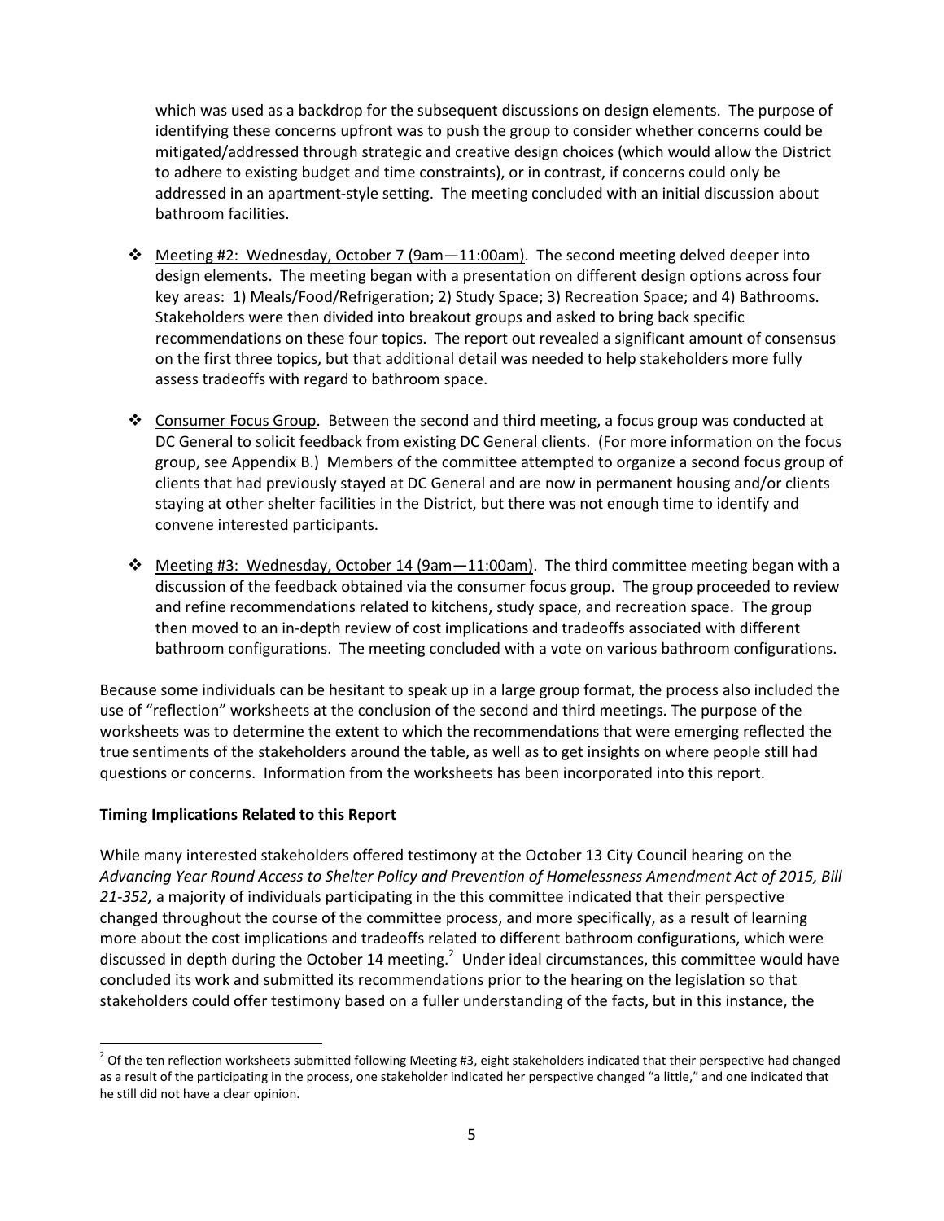which was used as a backdrop for the subsequent discussions on design elements. The purpose of identifying these concerns upfront was to push the group to consider whether concerns could be mitigated/addressed through strategic and creative design choices (which would allow the District to adhere to existing budget and time constraints), or in contrast, if concerns could only be addressed in an apartment-style setting. The meeting concluded with an initial discussion about bathroom facilities.

- Meeting #2: Wednesday, October 7 (9am—11:00am). The second meeting delved deeper into design elements. The meeting began with a presentation on different design options across four key areas: 1) Meals/Food/Refrigeration; 2) Study Space; 3) Recreation Space; and 4) Bathrooms. Stakeholders were then divided into breakout groups and asked to bring back specific recommendations on these four topics. The report out revealed a significant amount of consensus on the first three topics, but that additional detail was needed to help stakeholders more fully assess tradeoffs with regard to bathroom space.

- Consumer Focus Group. Between the second and third meeting, a focus group was conducted at DC General to solicit feedback from existing DC General clients. (For more information on the focus group, see Appendix B.) Members of the committee attempted to organize a second focus group of clients that had previously stayed at DC General and are now in permanent housing and/or clients staying at other shelter facilities in the District, but there was not enough time to identify and convene interested participants.

- Meeting #3: Wednesday, October 14 (9am—11:00am). The third committee meeting began with a discussion of the feedback obtained via the consumer focus group. The group proceeded to review and refine recommendations related to kitchens, study space, and recreation space. The group then moved to an in-depth review of cost implications and tradeoffs associated with different bathroom configurations. The meeting concluded with a vote on various bathroom configurations.

Because some individuals can be hesitant to speak up in a large group format, the process also included the use of "reflection" worksheets at the conclusion of the second and third meetings. The purpose of the worksheets was to determine the extent to which the recommendations that were emerging reflected the true sentiments of the stakeholders around the table, as well as to get insights on where people still had questions or concerns. Information from the worksheets has been incorporated into this report.

**Timing Implications Related to this Report**

While many interested stakeholders offered testimony at the October 13 City Council hearing on the *Advancing Year Round Access to Shelter Policy and Prevention of Homelessness Amendment Act of 2015, Bill 21-352,* a majority of individuals participating in the this committee indicated that their perspective changed throughout the course of the committee process, and more specifically, as a result of learning more about the cost implications and tradeoffs related to different bathroom configurations, which were discussed in depth during the October 14 meeting.[2] Under ideal circumstances, this committee would have concluded its work and submitted its recommendations prior to the hearing on the legislation so that stakeholders could offer testimony based on a fuller understanding of the facts, but in this instance, the

[2] Of the ten reflection worksheets submitted following Meeting #3, eight stakeholders indicated that their perspective had changed as a result of the participating in the process, one stakeholder indicated her perspective changed "a little," and one indicated that he still did not have a clear opinion.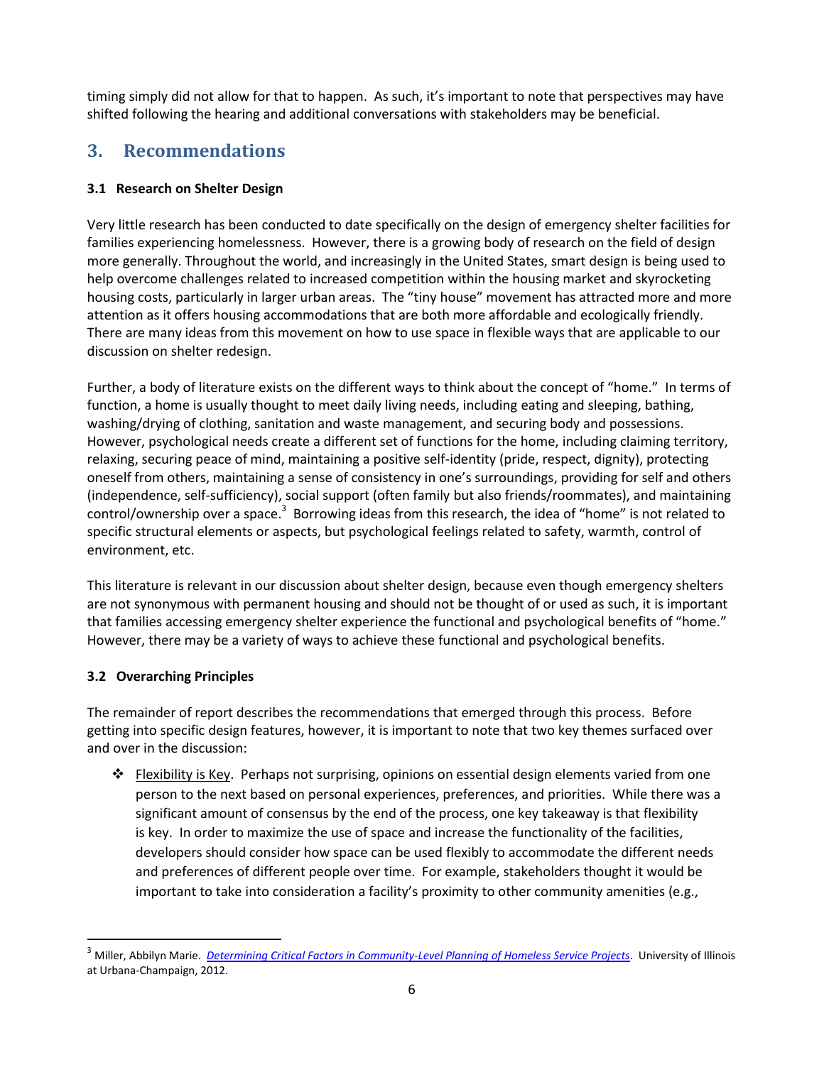timing simply did not allow for that to happen. As such, it's important to note that perspectives may have shifted following the hearing and additional conversations with stakeholders may be beneficial.

## 3. Recommendations

### 3.1 Research on Shelter Design

Very little research has been conducted to date specifically on the design of emergency shelter facilities for families experiencing homelessness. However, there is a growing body of research on the field of design more generally. Throughout the world, and increasingly in the United States, smart design is being used to help overcome challenges related to increased competition within the housing market and skyrocketing housing costs, particularly in larger urban areas. The "tiny house" movement has attracted more and more attention as it offers housing accommodations that are both more affordable and ecologically friendly. There are many ideas from this movement on how to use space in flexible ways that are applicable to our discussion on shelter redesign.

Further, a body of literature exists on the different ways to think about the concept of "home." In terms of function, a home is usually thought to meet daily living needs, including eating and sleeping, bathing, washing/drying of clothing, sanitation and waste management, and securing body and possessions. However, psychological needs create a different set of functions for the home, including claiming territory, relaxing, securing peace of mind, maintaining a positive self-identity (pride, respect, dignity), protecting oneself from others, maintaining a sense of consistency in one's surroundings, providing for self and others (independence, self-sufficiency), social support (often family but also friends/roommates), and maintaining control/ownership over a space.[3] Borrowing ideas from this research, the idea of "home" is not related to specific structural elements or aspects, but psychological feelings related to safety, warmth, control of environment, etc.

This literature is relevant in our discussion about shelter design, because even though emergency shelters are not synonymous with permanent housing and should not be thought of or used as such, it is important that families accessing emergency shelter experience the functional and psychological benefits of "home." However, there may be a variety of ways to achieve these functional and psychological benefits.

### 3.2 Overarching Principles

The remainder of report describes the recommendations that emerged through this process. Before getting into specific design features, however, it is important to note that two key themes surfaced over and over in the discussion:

- Flexibility is Key. Perhaps not surprising, opinions on essential design elements varied from one person to the next based on personal experiences, preferences, and priorities. While there was a significant amount of consensus by the end of the process, one key takeaway is that flexibility is key. In order to maximize the use of space and increase the functionality of the facilities, developers should consider how space can be used flexibly to accommodate the different needs and preferences of different people over time. For example, stakeholders thought it would be important to take into consideration a facility's proximity to other community amenities (e.g.,

---

[3] Miller, Abbilyn Marie. *Determining Critical Factors in Community-Level Planning of Homeless Service Projects*. University of Illinois at Urbana-Champaign, 2012.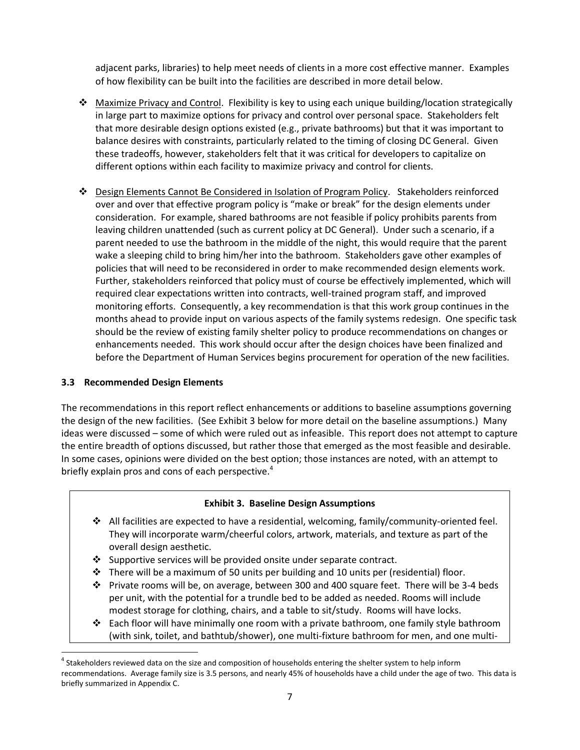adjacent parks, libraries) to help meet needs of clients in a more cost effective manner. Examples of how flexibility can be built into the facilities are described in more detail below.

- Maximize Privacy and Control. Flexibility is key to using each unique building/location strategically in large part to maximize options for privacy and control over personal space. Stakeholders felt that more desirable design options existed (e.g., private bathrooms) but that it was important to balance desires with constraints, particularly related to the timing of closing DC General. Given these tradeoffs, however, stakeholders felt that it was critical for developers to capitalize on different options within each facility to maximize privacy and control for clients.

- Design Elements Cannot Be Considered in Isolation of Program Policy. Stakeholders reinforced over and over that effective program policy is "make or break" for the design elements under consideration. For example, shared bathrooms are not feasible if policy prohibits parents from leaving children unattended (such as current policy at DC General). Under such a scenario, if a parent needed to use the bathroom in the middle of the night, this would require that the parent wake a sleeping child to bring him/her into the bathroom. Stakeholders gave other examples of policies that will need to be reconsidered in order to make recommended design elements work. Further, stakeholders reinforced that policy must of course be effectively implemented, which will required clear expectations written into contracts, well-trained program staff, and improved monitoring efforts. Consequently, a key recommendation is that this work group continues in the months ahead to provide input on various aspects of the family systems redesign. One specific task should be the review of existing family shelter policy to produce recommendations on changes or enhancements needed. This work should occur after the design choices have been finalized and before the Department of Human Services begins procurement for operation of the new facilities.

### 3.3 Recommended Design Elements

The recommendations in this report reflect enhancements or additions to baseline assumptions governing the design of the new facilities. (See Exhibit 3 below for more detail on the baseline assumptions.) Many ideas were discussed – some of which were ruled out as infeasible. This report does not attempt to capture the entire breadth of options discussed, but rather those that emerged as the most feasible and desirable. In some cases, opinions were divided on the best option; those instances are noted, with an attempt to briefly explain pros and cons of each perspective.[4]

**Exhibit 3. Baseline Design Assumptions**

- All facilities are expected to have a residential, welcoming, family/community-oriented feel. They will incorporate warm/cheerful colors, artwork, materials, and texture as part of the overall design aesthetic.
- Supportive services will be provided onsite under separate contract.
- There will be a maximum of 50 units per building and 10 units per (residential) floor.
- Private rooms will be, on average, between 300 and 400 square feet. There will be 3-4 beds per unit, with the potential for a trundle bed to be added as needed. Rooms will include modest storage for clothing, chairs, and a table to sit/study. Rooms will have locks.
- Each floor will have minimally one room with a private bathroom, one family style bathroom (with sink, toilet, and bathtub/shower), one multi-fixture bathroom for men, and one multi-

[4] Stakeholders reviewed data on the size and composition of households entering the shelter system to help inform recommendations. Average family size is 3.5 persons, and nearly 45% of households have a child under the age of two. This data is briefly summarized in Appendix C.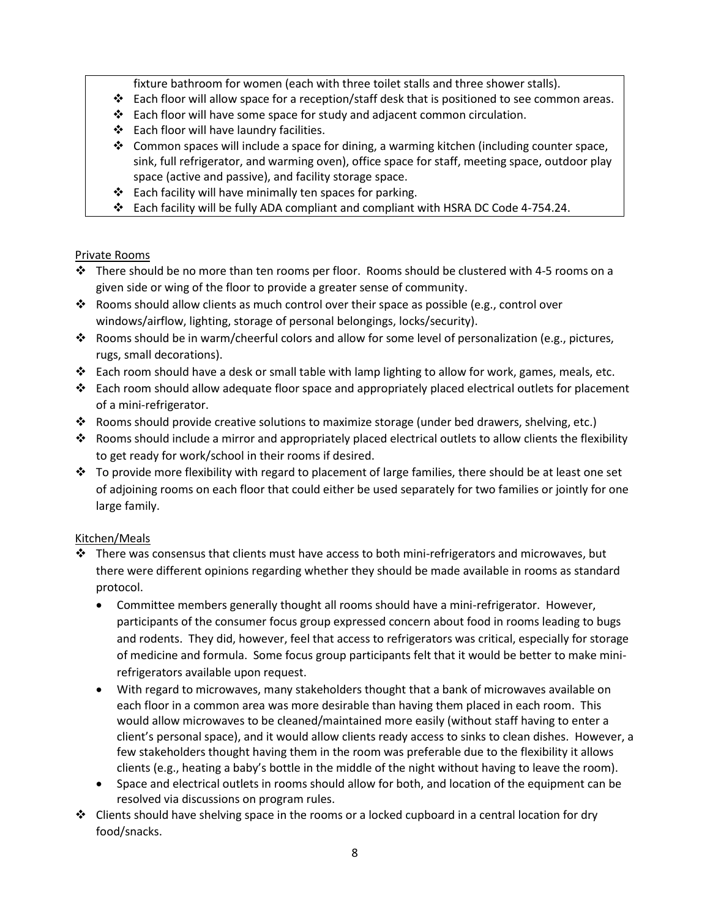fixture bathroom for women (each with three toilet stalls and three shower stalls).

- Each floor will allow space for a reception/staff desk that is positioned to see common areas.
- Each floor will have some space for study and adjacent common circulation.
- Each floor will have laundry facilities.
- Common spaces will include a space for dining, a warming kitchen (including counter space, sink, full refrigerator, and warming oven), office space for staff, meeting space, outdoor play space (active and passive), and facility storage space.
- Each facility will have minimally ten spaces for parking.
- Each facility will be fully ADA compliant and compliant with HSRA DC Code 4-754.24.

Private Rooms

- There should be no more than ten rooms per floor. Rooms should be clustered with 4-5 rooms on a given side or wing of the floor to provide a greater sense of community.
- Rooms should allow clients as much control over their space as possible (e.g., control over windows/airflow, lighting, storage of personal belongings, locks/security).
- Rooms should be in warm/cheerful colors and allow for some level of personalization (e.g., pictures, rugs, small decorations).
- Each room should have a desk or small table with lamp lighting to allow for work, games, meals, etc.
- Each room should allow adequate floor space and appropriately placed electrical outlets for placement of a mini-refrigerator.
- Rooms should provide creative solutions to maximize storage (under bed drawers, shelving, etc.)
- Rooms should include a mirror and appropriately placed electrical outlets to allow clients the flexibility to get ready for work/school in their rooms if desired.
- To provide more flexibility with regard to placement of large families, there should be at least one set of adjoining rooms on each floor that could either be used separately for two families or jointly for one large family.

Kitchen/Meals

- There was consensus that clients must have access to both mini-refrigerators and microwaves, but there were different opinions regarding whether they should be made available in rooms as standard protocol.
  - Committee members generally thought all rooms should have a mini-refrigerator. However, participants of the consumer focus group expressed concern about food in rooms leading to bugs and rodents. They did, however, feel that access to refrigerators was critical, especially for storage of medicine and formula. Some focus group participants felt that it would be better to make mini-refrigerators available upon request.
  - With regard to microwaves, many stakeholders thought that a bank of microwaves available on each floor in a common area was more desirable than having them placed in each room. This would allow microwaves to be cleaned/maintained more easily (without staff having to enter a client's personal space), and it would allow clients ready access to sinks to clean dishes. However, a few stakeholders thought having them in the room was preferable due to the flexibility it allows clients (e.g., heating a baby's bottle in the middle of the night without having to leave the room).
  - Space and electrical outlets in rooms should allow for both, and location of the equipment can be resolved via discussions on program rules.
- Clients should have shelving space in the rooms or a locked cupboard in a central location for dry food/snacks.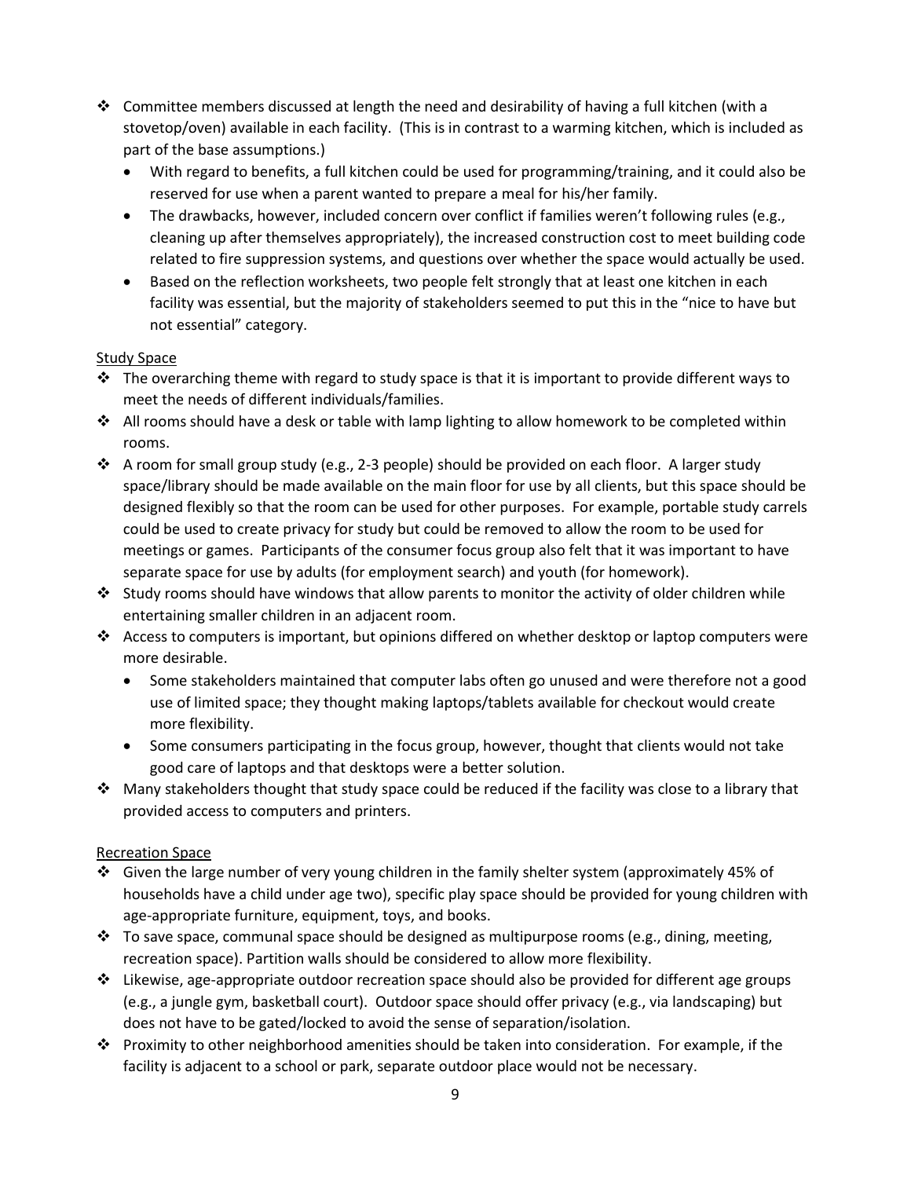- Committee members discussed at length the need and desirability of having a full kitchen (with a stovetop/oven) available in each facility. (This is in contrast to a warming kitchen, which is included as part of the base assumptions.)
  - With regard to benefits, a full kitchen could be used for programming/training, and it could also be reserved for use when a parent wanted to prepare a meal for his/her family.
  - The drawbacks, however, included concern over conflict if families weren't following rules (e.g., cleaning up after themselves appropriately), the increased construction cost to meet building code related to fire suppression systems, and questions over whether the space would actually be used.
  - Based on the reflection worksheets, two people felt strongly that at least one kitchen in each facility was essential, but the majority of stakeholders seemed to put this in the "nice to have but not essential" category.

Study Space

- The overarching theme with regard to study space is that it is important to provide different ways to meet the needs of different individuals/families.
- All rooms should have a desk or table with lamp lighting to allow homework to be completed within rooms.
- A room for small group study (e.g., 2-3 people) should be provided on each floor. A larger study space/library should be made available on the main floor for use by all clients, but this space should be designed flexibly so that the room can be used for other purposes. For example, portable study carrels could be used to create privacy for study but could be removed to allow the room to be used for meetings or games. Participants of the consumer focus group also felt that it was important to have separate space for use by adults (for employment search) and youth (for homework).
- Study rooms should have windows that allow parents to monitor the activity of older children while entertaining smaller children in an adjacent room.
- Access to computers is important, but opinions differed on whether desktop or laptop computers were more desirable.
  - Some stakeholders maintained that computer labs often go unused and were therefore not a good use of limited space; they thought making laptops/tablets available for checkout would create more flexibility.
  - Some consumers participating in the focus group, however, thought that clients would not take good care of laptops and that desktops were a better solution.
- Many stakeholders thought that study space could be reduced if the facility was close to a library that provided access to computers and printers.

Recreation Space

- Given the large number of very young children in the family shelter system (approximately 45% of households have a child under age two), specific play space should be provided for young children with age-appropriate furniture, equipment, toys, and books.
- To save space, communal space should be designed as multipurpose rooms (e.g., dining, meeting, recreation space). Partition walls should be considered to allow more flexibility.
- Likewise, age-appropriate outdoor recreation space should also be provided for different age groups (e.g., a jungle gym, basketball court). Outdoor space should offer privacy (e.g., via landscaping) but does not have to be gated/locked to avoid the sense of separation/isolation.
- Proximity to other neighborhood amenities should be taken into consideration. For example, if the facility is adjacent to a school or park, separate outdoor place would not be necessary.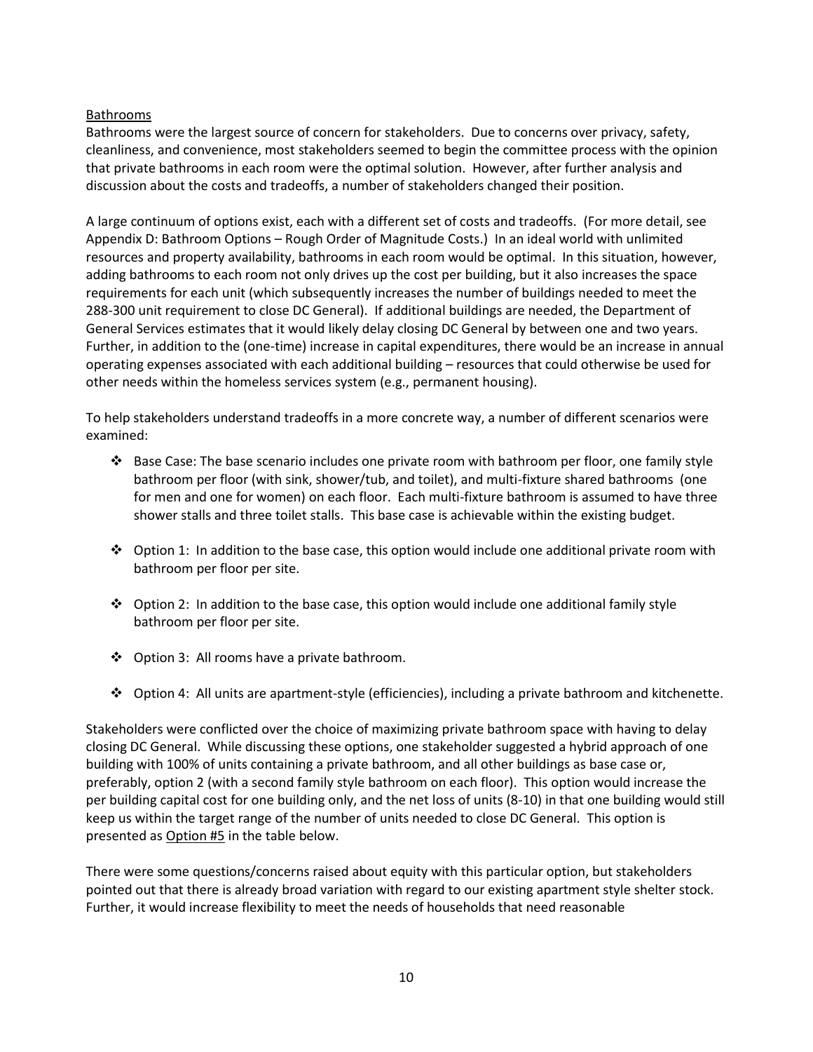Bathrooms

Bathrooms were the largest source of concern for stakeholders. Due to concerns over privacy, safety, cleanliness, and convenience, most stakeholders seemed to begin the committee process with the opinion that private bathrooms in each room were the optimal solution. However, after further analysis and discussion about the costs and tradeoffs, a number of stakeholders changed their position.

A large continuum of options exist, each with a different set of costs and tradeoffs. (For more detail, see Appendix D: Bathroom Options – Rough Order of Magnitude Costs.) In an ideal world with unlimited resources and property availability, bathrooms in each room would be optimal. In this situation, however, adding bathrooms to each room not only drives up the cost per building, but it also increases the space requirements for each unit (which subsequently increases the number of buildings needed to meet the 288-300 unit requirement to close DC General). If additional buildings are needed, the Department of General Services estimates that it would likely delay closing DC General by between one and two years. Further, in addition to the (one-time) increase in capital expenditures, there would be an increase in annual operating expenses associated with each additional building – resources that could otherwise be used for other needs within the homeless services system (e.g., permanent housing).

To help stakeholders understand tradeoffs in a more concrete way, a number of different scenarios were examined:

- Base Case: The base scenario includes one private room with bathroom per floor, one family style bathroom per floor (with sink, shower/tub, and toilet), and multi-fixture shared bathrooms (one for men and one for women) on each floor. Each multi-fixture bathroom is assumed to have three shower stalls and three toilet stalls. This base case is achievable within the existing budget.
- Option 1: In addition to the base case, this option would include one additional private room with bathroom per floor per site.
- Option 2: In addition to the base case, this option would include one additional family style bathroom per floor per site.
- Option 3: All rooms have a private bathroom.
- Option 4: All units are apartment-style (efficiencies), including a private bathroom and kitchenette.

Stakeholders were conflicted over the choice of maximizing private bathroom space with having to delay closing DC General. While discussing these options, one stakeholder suggested a hybrid approach of one building with 100% of units containing a private bathroom, and all other buildings as base case or, preferably, option 2 (with a second family style bathroom on each floor). This option would increase the per building capital cost for one building only, and the net loss of units (8-10) in that one building would still keep us within the target range of the number of units needed to close DC General. This option is presented as Option #5 in the table below.

There were some questions/concerns raised about equity with this particular option, but stakeholders pointed out that there is already broad variation with regard to our existing apartment style shelter stock. Further, it would increase flexibility to meet the needs of households that need reasonable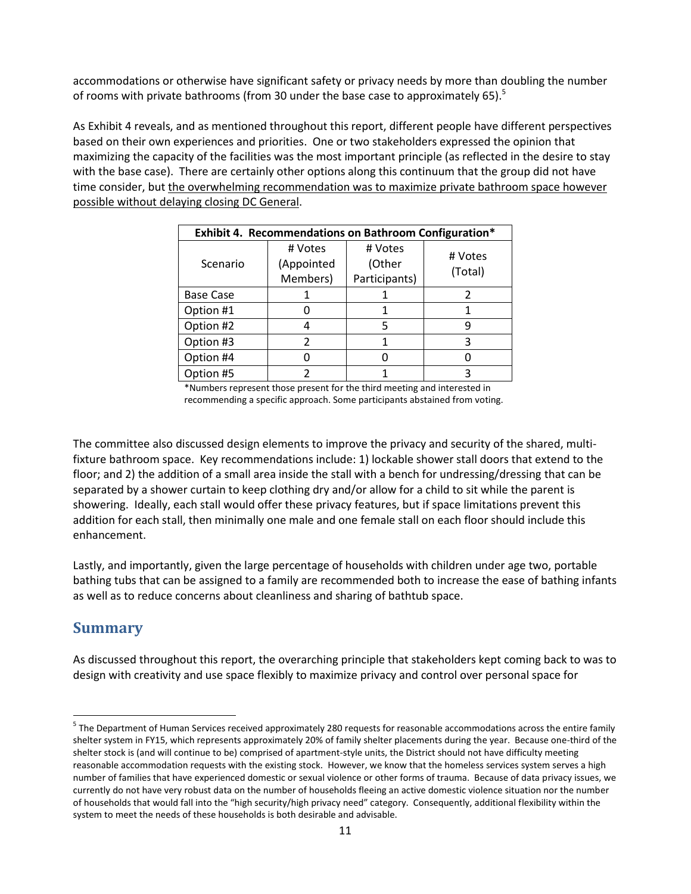accommodations or otherwise have significant safety or privacy needs by more than doubling the number of rooms with private bathrooms (from 30 under the base case to approximately 65).[5]

As Exhibit 4 reveals, and as mentioned throughout this report, different people have different perspectives based on their own experiences and priorities. One or two stakeholders expressed the opinion that maximizing the capacity of the facilities was the most important principle (as reflected in the desire to stay with the base case). There are certainly other options along this continuum that the group did not have time consider, but the overwhelming recommendation was to maximize private bathroom space however possible without delaying closing DC General.

**Exhibit 4. Recommendations on Bathroom Configuration***

| Scenario | # Votes (Appointed Members) | # Votes (Other Participants) | # Votes (Total) |
|---|---|---|---|
| Base Case | 1 | 1 | 2 |
| Option #1 | 0 | 1 | 1 |
| Option #2 | 4 | 5 | 9 |
| Option #3 | 2 | 1 | 3 |
| Option #4 | 0 | 0 | 0 |
| Option #5 | 2 | 1 | 3 |

*Numbers represent those present for the third meeting and interested in recommending a specific approach. Some participants abstained from voting.

The committee also discussed design elements to improve the privacy and security of the shared, multi-fixture bathroom space. Key recommendations include: 1) lockable shower stall doors that extend to the floor; and 2) the addition of a small area inside the stall with a bench for undressing/dressing that can be separated by a shower curtain to keep clothing dry and/or allow for a child to sit while the parent is showering. Ideally, each stall would offer these privacy features, but if space limitations prevent this addition for each stall, then minimally one male and one female stall on each floor should include this enhancement.

Lastly, and importantly, given the large percentage of households with children under age two, portable bathing tubs that can be assigned to a family are recommended both to increase the ease of bathing infants as well as to reduce concerns about cleanliness and sharing of bathtub space.

## Summary

As discussed throughout this report, the overarching principle that stakeholders kept coming back to was to design with creativity and use space flexibly to maximize privacy and control over personal space for

---

[5] The Department of Human Services received approximately 280 requests for reasonable accommodations across the entire family shelter system in FY15, which represents approximately 20% of family shelter placements during the year. Because one-third of the shelter stock is (and will continue to be) comprised of apartment-style units, the District should not have difficulty meeting reasonable accommodation requests with the existing stock. However, we know that the homeless services system serves a high number of families that have experienced domestic or sexual violence or other forms of trauma. Because of data privacy issues, we currently do not have very robust data on the number of households fleeing an active domestic violence situation nor the number of households that would fall into the "high security/high privacy need" category. Consequently, additional flexibility within the system to meet the needs of these households is both desirable and advisable.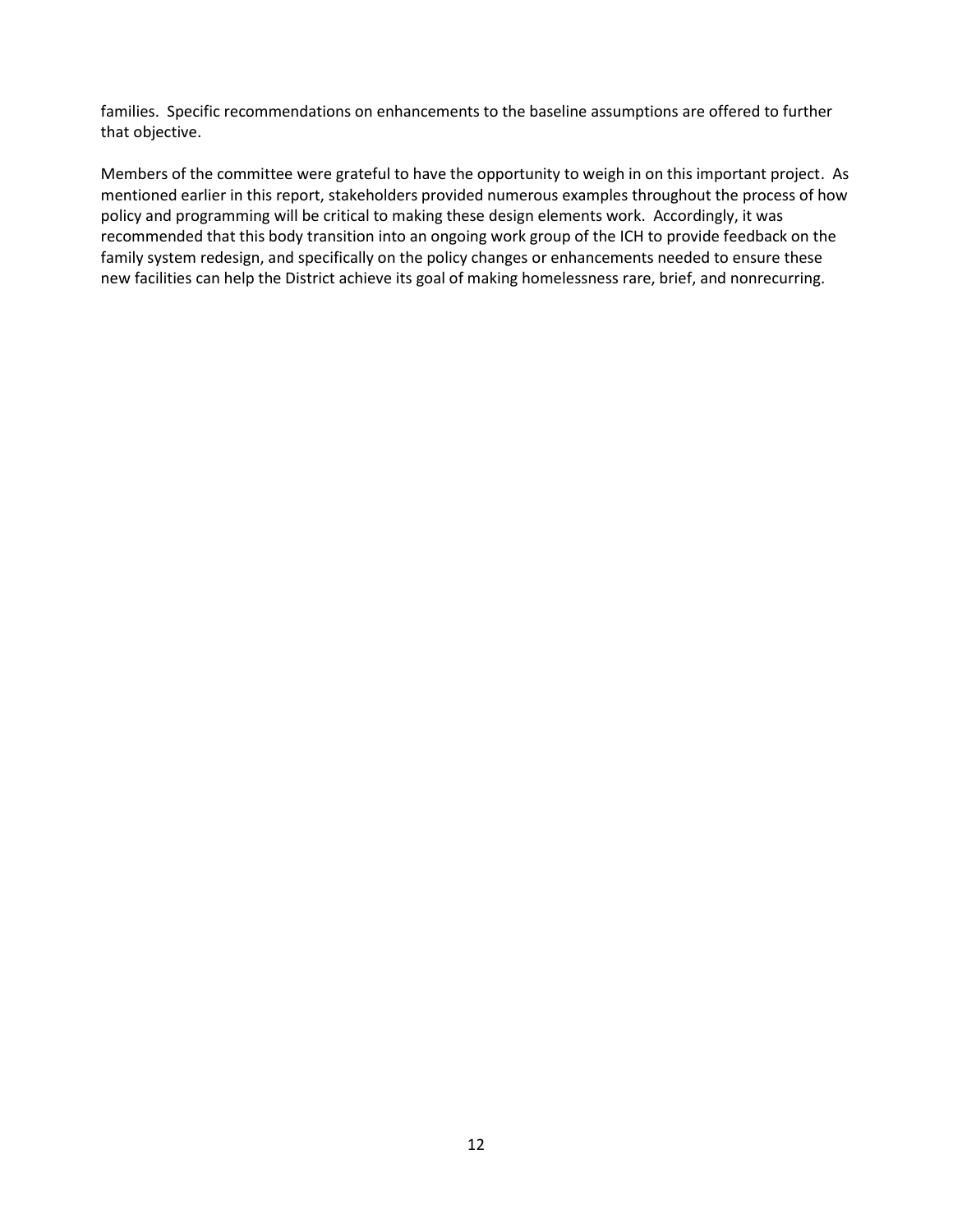families. Specific recommendations on enhancements to the baseline assumptions are offered to further that objective.

Members of the committee were grateful to have the opportunity to weigh in on this important project. As mentioned earlier in this report, stakeholders provided numerous examples throughout the process of how policy and programming will be critical to making these design elements work. Accordingly, it was recommended that this body transition into an ongoing work group of the ICH to provide feedback on the family system redesign, and specifically on the policy changes or enhancements needed to ensure these new facilities can help the District achieve its goal of making homelessness rare, brief, and nonrecurring.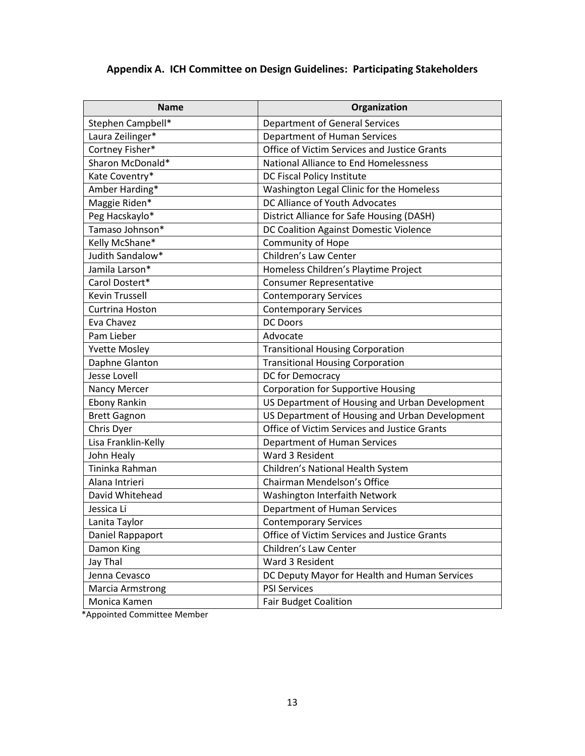## Appendix A. ICH Committee on Design Guidelines: Participating Stakeholders

| Name | Organization |
|---|---|
| Stephen Campbell* | Department of General Services |
| Laura Zeilinger* | Department of Human Services |
| Cortney Fisher* | Office of Victim Services and Justice Grants |
| Sharon McDonald* | National Alliance to End Homelessness |
| Kate Coventry* | DC Fiscal Policy Institute |
| Amber Harding* | Washington Legal Clinic for the Homeless |
| Maggie Riden* | DC Alliance of Youth Advocates |
| Peg Hacskaylo* | District Alliance for Safe Housing (DASH) |
| Tamaso Johnson* | DC Coalition Against Domestic Violence |
| Kelly McShane* | Community of Hope |
| Judith Sandalow* | Children's Law Center |
| Jamila Larson* | Homeless Children's Playtime Project |
| Carol Dostert* | Consumer Representative |
| Kevin Trussell | Contemporary Services |
| Curtrina Hoston | Contemporary Services |
| Eva Chavez | DC Doors |
| Pam Lieber | Advocate |
| Yvette Mosley | Transitional Housing Corporation |
| Daphne Glanton | Transitional Housing Corporation |
| Jesse Lovell | DC for Democracy |
| Nancy Mercer | Corporation for Supportive Housing |
| Ebony Rankin | US Department of Housing and Urban Development |
| Brett Gagnon | US Department of Housing and Urban Development |
| Chris Dyer | Office of Victim Services and Justice Grants |
| Lisa Franklin-Kelly | Department of Human Services |
| John Healy | Ward 3 Resident |
| Tininka Rahman | Children's National Health System |
| Alana Intrieri | Chairman Mendelson's Office |
| David Whitehead | Washington Interfaith Network |
| Jessica Li | Department of Human Services |
| Lanita Taylor | Contemporary Services |
| Daniel Rappaport | Office of Victim Services and Justice Grants |
| Damon King | Children's Law Center |
| Jay Thal | Ward 3 Resident |
| Jenna Cevasco | DC Deputy Mayor for Health and Human Services |
| Marcia Armstrong | PSI Services |
| Monica Kamen | Fair Budget Coalition |

*Appointed Committee Member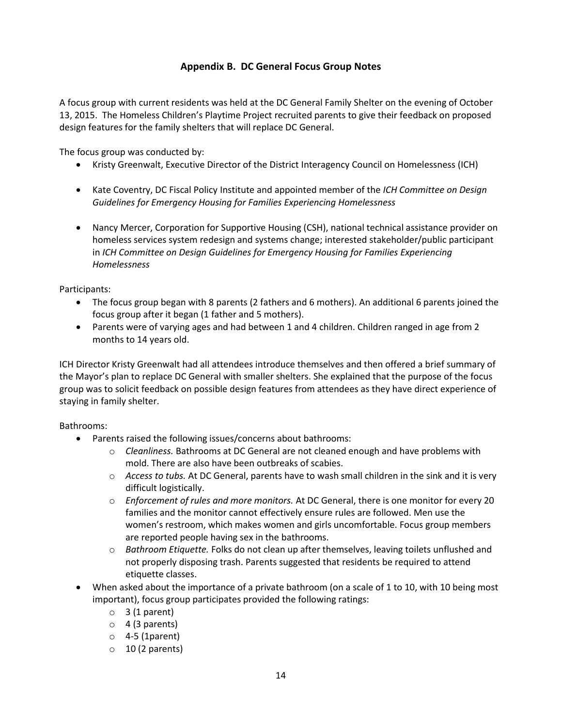## Appendix B. DC General Focus Group Notes

A focus group with current residents was held at the DC General Family Shelter on the evening of October 13, 2015. The Homeless Children's Playtime Project recruited parents to give their feedback on proposed design features for the family shelters that will replace DC General.

The focus group was conducted by:

- Kristy Greenwalt, Executive Director of the District Interagency Council on Homelessness (ICH)
- Kate Coventry, DC Fiscal Policy Institute and appointed member of the *ICH Committee on Design Guidelines for Emergency Housing for Families Experiencing Homelessness*
- Nancy Mercer, Corporation for Supportive Housing (CSH), national technical assistance provider on homeless services system redesign and systems change; interested stakeholder/public participant in *ICH Committee on Design Guidelines for Emergency Housing for Families Experiencing Homelessness*

Participants:

- The focus group began with 8 parents (2 fathers and 6 mothers). An additional 6 parents joined the focus group after it began (1 father and 5 mothers).
- Parents were of varying ages and had between 1 and 4 children. Children ranged in age from 2 months to 14 years old.

ICH Director Kristy Greenwalt had all attendees introduce themselves and then offered a brief summary of the Mayor's plan to replace DC General with smaller shelters. She explained that the purpose of the focus group was to solicit feedback on possible design features from attendees as they have direct experience of staying in family shelter.

Bathrooms:

- Parents raised the following issues/concerns about bathrooms:
  - *Cleanliness.* Bathrooms at DC General are not cleaned enough and have problems with mold. There are also have been outbreaks of scabies.
  - *Access to tubs.* At DC General, parents have to wash small children in the sink and it is very difficult logistically.
  - *Enforcement of rules and more monitors.* At DC General, there is one monitor for every 20 families and the monitor cannot effectively ensure rules are followed. Men use the women's restroom, which makes women and girls uncomfortable. Focus group members are reported people having sex in the bathrooms.
  - *Bathroom Etiquette.* Folks do not clean up after themselves, leaving toilets unflushed and not properly disposing trash. Parents suggested that residents be required to attend etiquette classes.
- When asked about the importance of a private bathroom (on a scale of 1 to 10, with 10 being most important), focus group participates provided the following ratings:
  - 3 (1 parent)
  - 4 (3 parents)
  - 4-5 (1parent)
  - 10 (2 parents)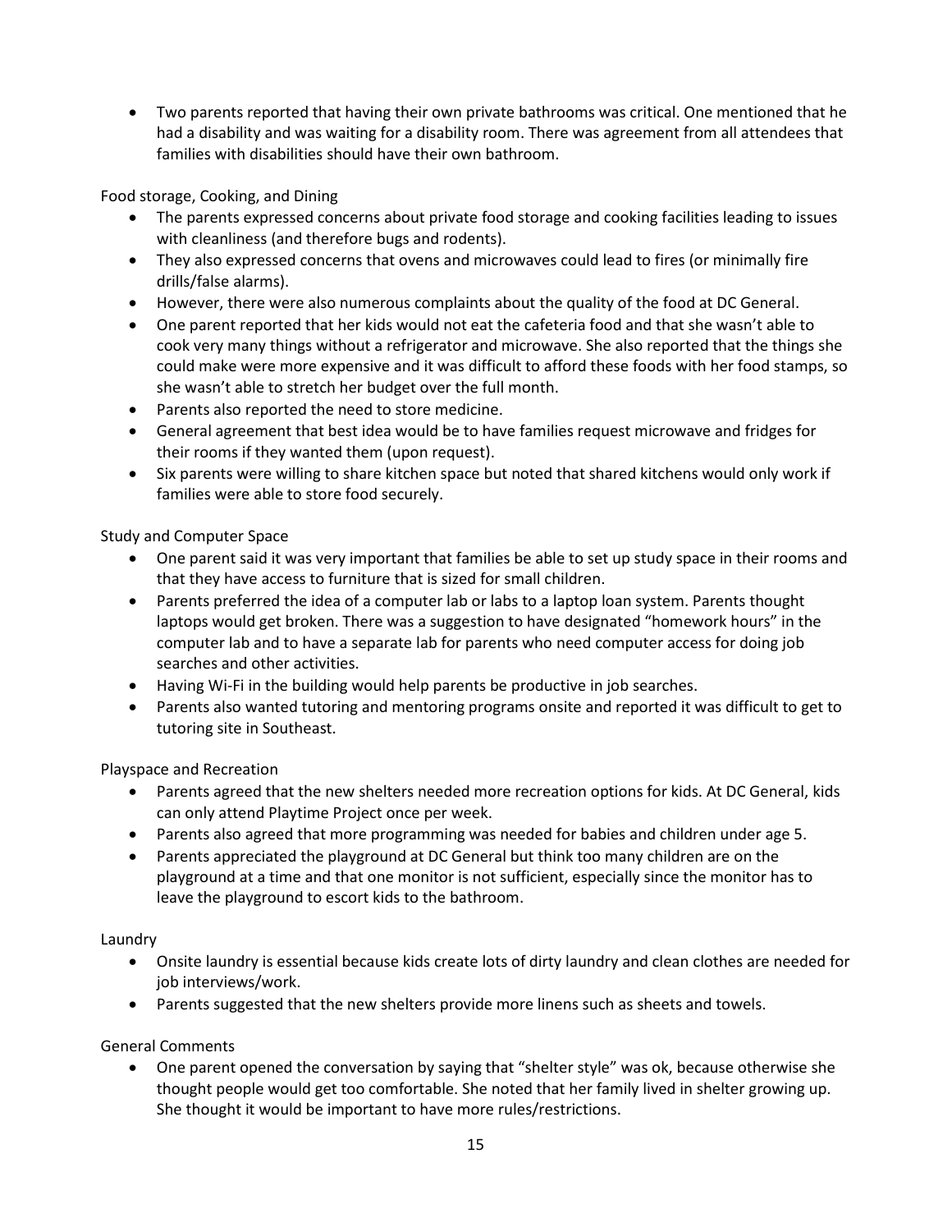- Two parents reported that having their own private bathrooms was critical. One mentioned that he had a disability and was waiting for a disability room. There was agreement from all attendees that families with disabilities should have their own bathroom.

Food storage, Cooking, and Dining

- The parents expressed concerns about private food storage and cooking facilities leading to issues with cleanliness (and therefore bugs and rodents).
- They also expressed concerns that ovens and microwaves could lead to fires (or minimally fire drills/false alarms).
- However, there were also numerous complaints about the quality of the food at DC General.
- One parent reported that her kids would not eat the cafeteria food and that she wasn't able to cook very many things without a refrigerator and microwave. She also reported that the things she could make were more expensive and it was difficult to afford these foods with her food stamps, so she wasn't able to stretch her budget over the full month.
- Parents also reported the need to store medicine.
- General agreement that best idea would be to have families request microwave and fridges for their rooms if they wanted them (upon request).
- Six parents were willing to share kitchen space but noted that shared kitchens would only work if families were able to store food securely.

Study and Computer Space

- One parent said it was very important that families be able to set up study space in their rooms and that they have access to furniture that is sized for small children.
- Parents preferred the idea of a computer lab or labs to a laptop loan system. Parents thought laptops would get broken. There was a suggestion to have designated "homework hours" in the computer lab and to have a separate lab for parents who need computer access for doing job searches and other activities.
- Having Wi-Fi in the building would help parents be productive in job searches.
- Parents also wanted tutoring and mentoring programs onsite and reported it was difficult to get to tutoring site in Southeast.

Playspace and Recreation

- Parents agreed that the new shelters needed more recreation options for kids. At DC General, kids can only attend Playtime Project once per week.
- Parents also agreed that more programming was needed for babies and children under age 5.
- Parents appreciated the playground at DC General but think too many children are on the playground at a time and that one monitor is not sufficient, especially since the monitor has to leave the playground to escort kids to the bathroom.

Laundry

- Onsite laundry is essential because kids create lots of dirty laundry and clean clothes are needed for job interviews/work.
- Parents suggested that the new shelters provide more linens such as sheets and towels.

General Comments

- One parent opened the conversation by saying that "shelter style" was ok, because otherwise she thought people would get too comfortable. She noted that her family lived in shelter growing up. She thought it would be important to have more rules/restrictions.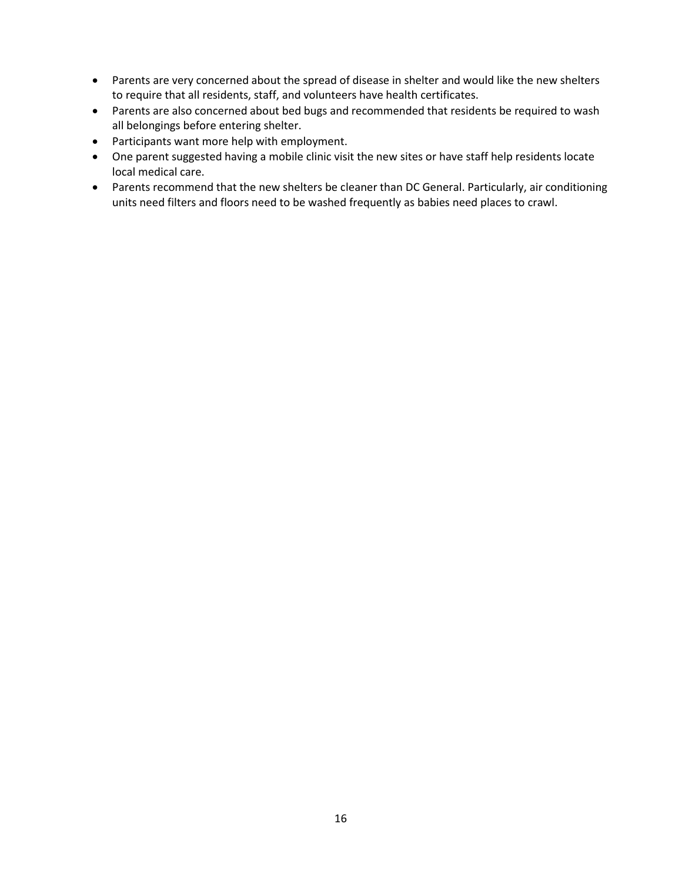- Parents are very concerned about the spread of disease in shelter and would like the new shelters to require that all residents, staff, and volunteers have health certificates.
- Parents are also concerned about bed bugs and recommended that residents be required to wash all belongings before entering shelter.
- Participants want more help with employment.
- One parent suggested having a mobile clinic visit the new sites or have staff help residents locate local medical care.
- Parents recommend that the new shelters be cleaner than DC General. Particularly, air conditioning units need filters and floors need to be washed frequently as babies need places to crawl.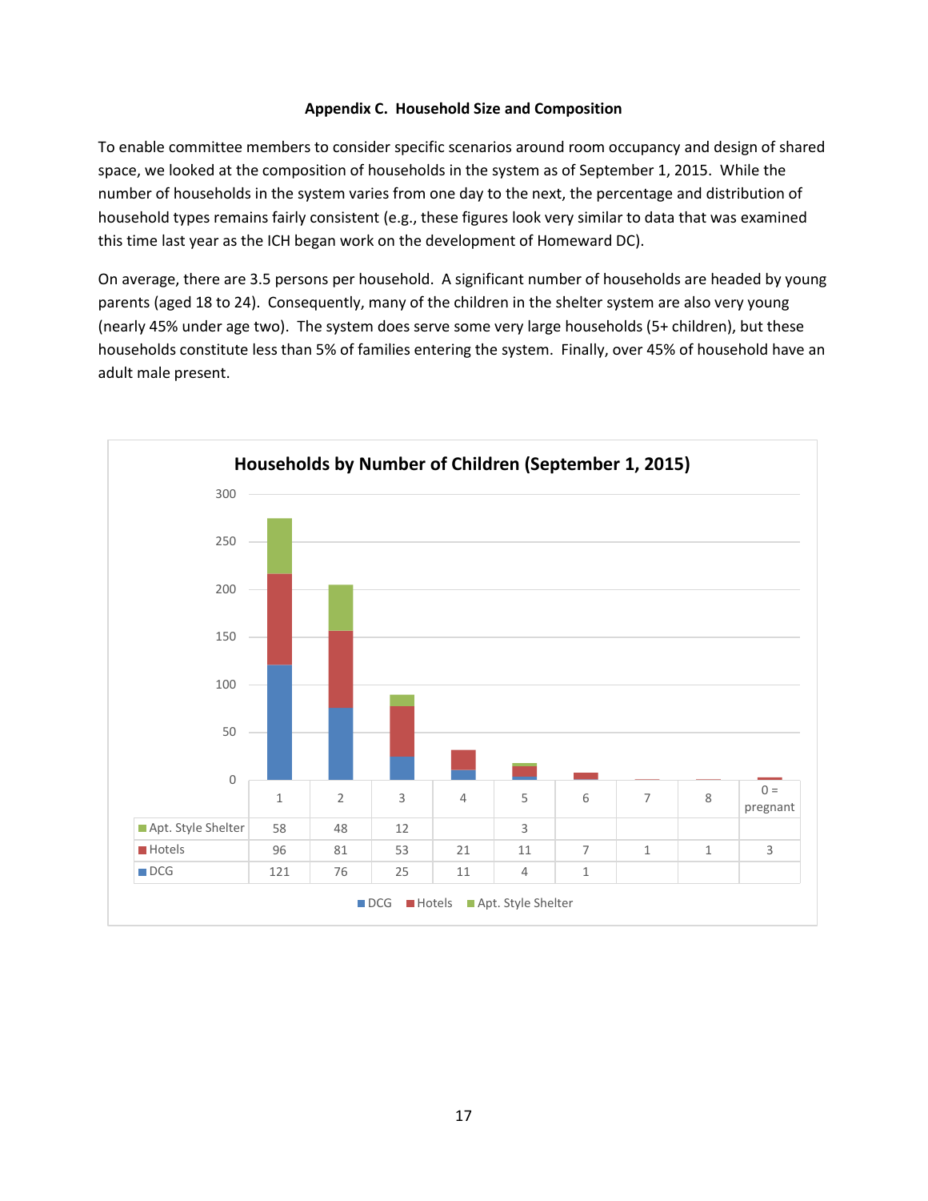### Appendix C. Household Size and Composition

To enable committee members to consider specific scenarios around room occupancy and design of shared space, we looked at the composition of households in the system as of September 1, 2015. While the number of households in the system varies from one day to the next, the percentage and distribution of household types remains fairly consistent (e.g., these figures look very similar to data that was examined this time last year as the ICH began work on the development of Homeward DC).

On average, there are 3.5 persons per household. A significant number of households are headed by young parents (aged 18 to 24). Consequently, many of the children in the shelter system are also very young (nearly 45% under age two). The system does serve some very large households (5+ children), but these households constitute less than 5% of families entering the system. Finally, over 45% of household have an adult male present.

**Households by Number of Children (September 1, 2015)**

| | 1 | 2 | 3 | 4 | 5 | 6 | 7 | 8 | 0 = pregnant |
|---|---|---|---|---|---|---|---|---|---|
| Apt. Style Shelter | 58 | 48 | 12 | | 3 | | | | |
| Hotels | 96 | 81 | 53 | 21 | 11 | 7 | 1 | 1 | 3 |
| DCG | 121 | 76 | 25 | 11 | 4 | 1 | | | |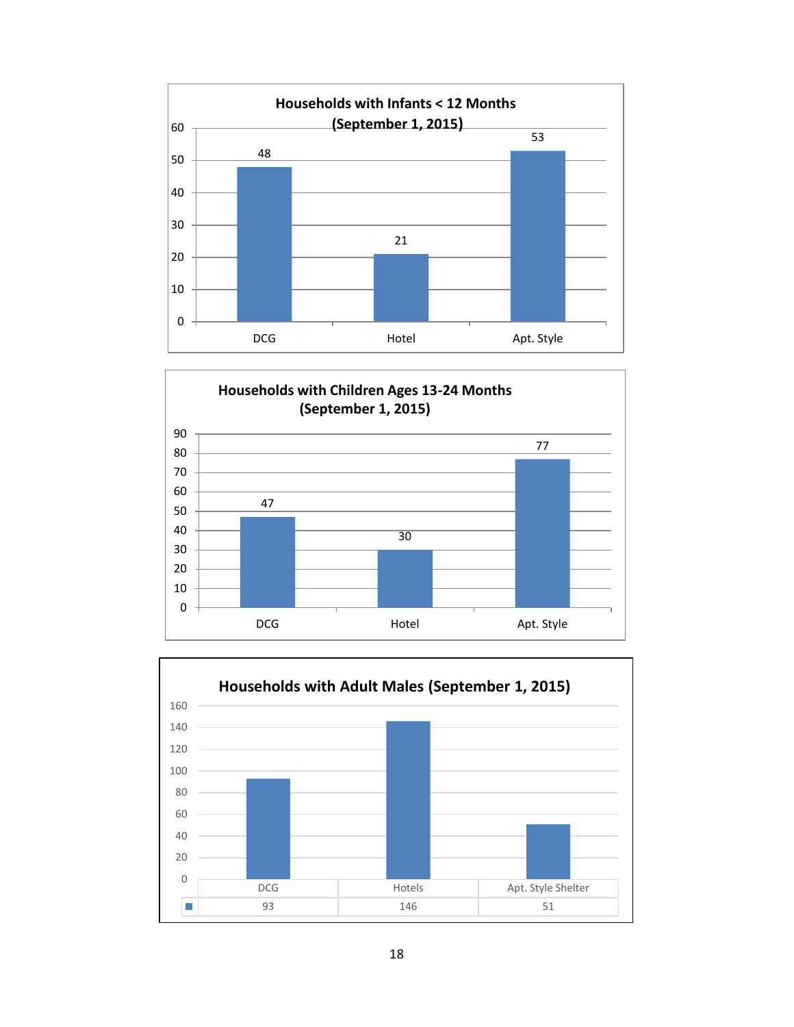**Households with Infants < 12 Months (September 1, 2015)**

| | DCG | Hotel | Apt. Style |
|---|---|---|---|
| Households | 48 | 21 | 53 |

**Households with Children Ages 13-24 Months (September 1, 2015)**

| | DCG | Hotel | Apt. Style |
|---|---|---|---|
| Households | 47 | 30 | 77 |

**Households with Adult Males (September 1, 2015)**

| | DCG | Hotels | Apt. Style Shelter |
|---|---|---|---|
| | 93 | 146 | 51 |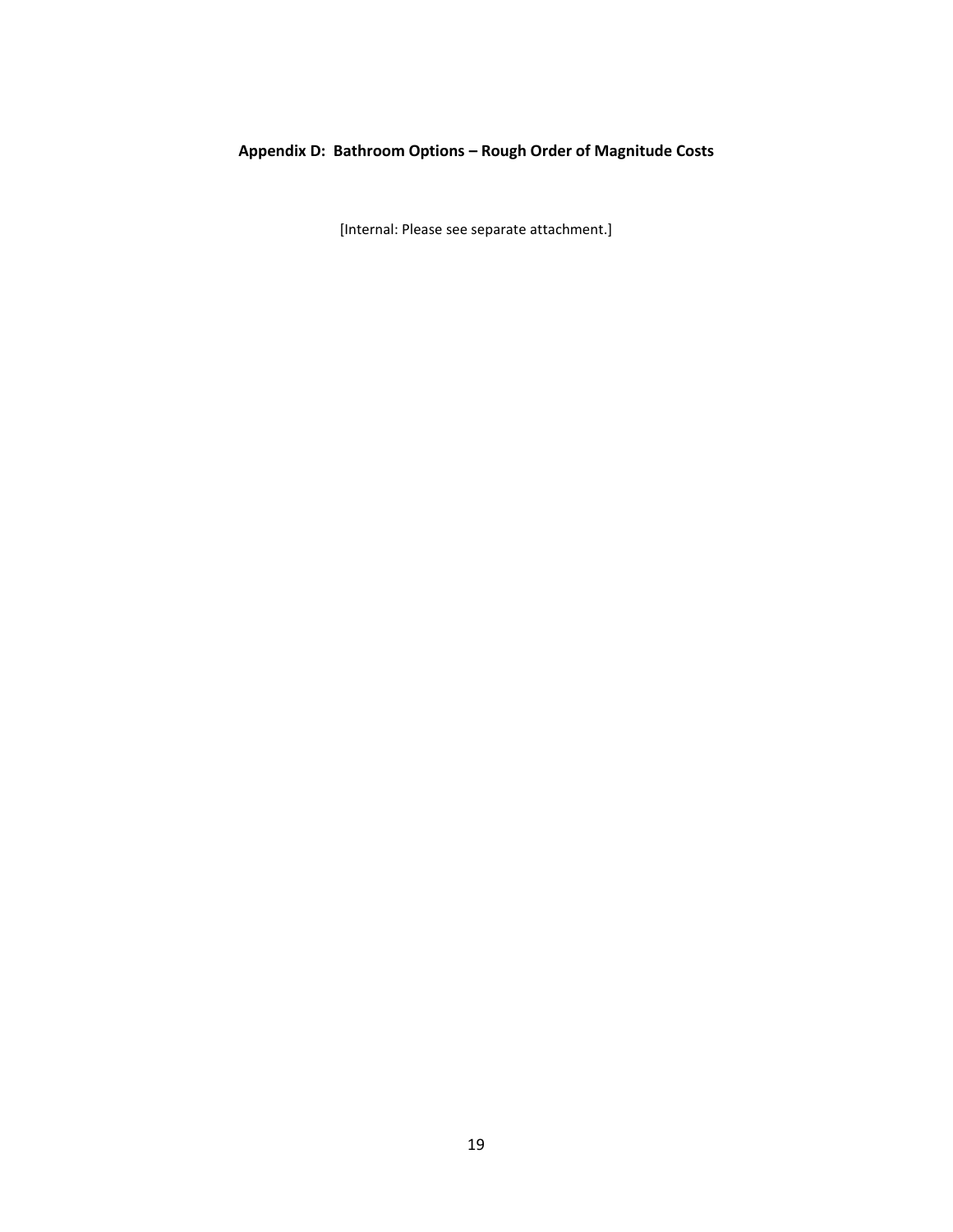**Appendix D: Bathroom Options – Rough Order of Magnitude Costs**

[Internal: Please see separate attachment.]